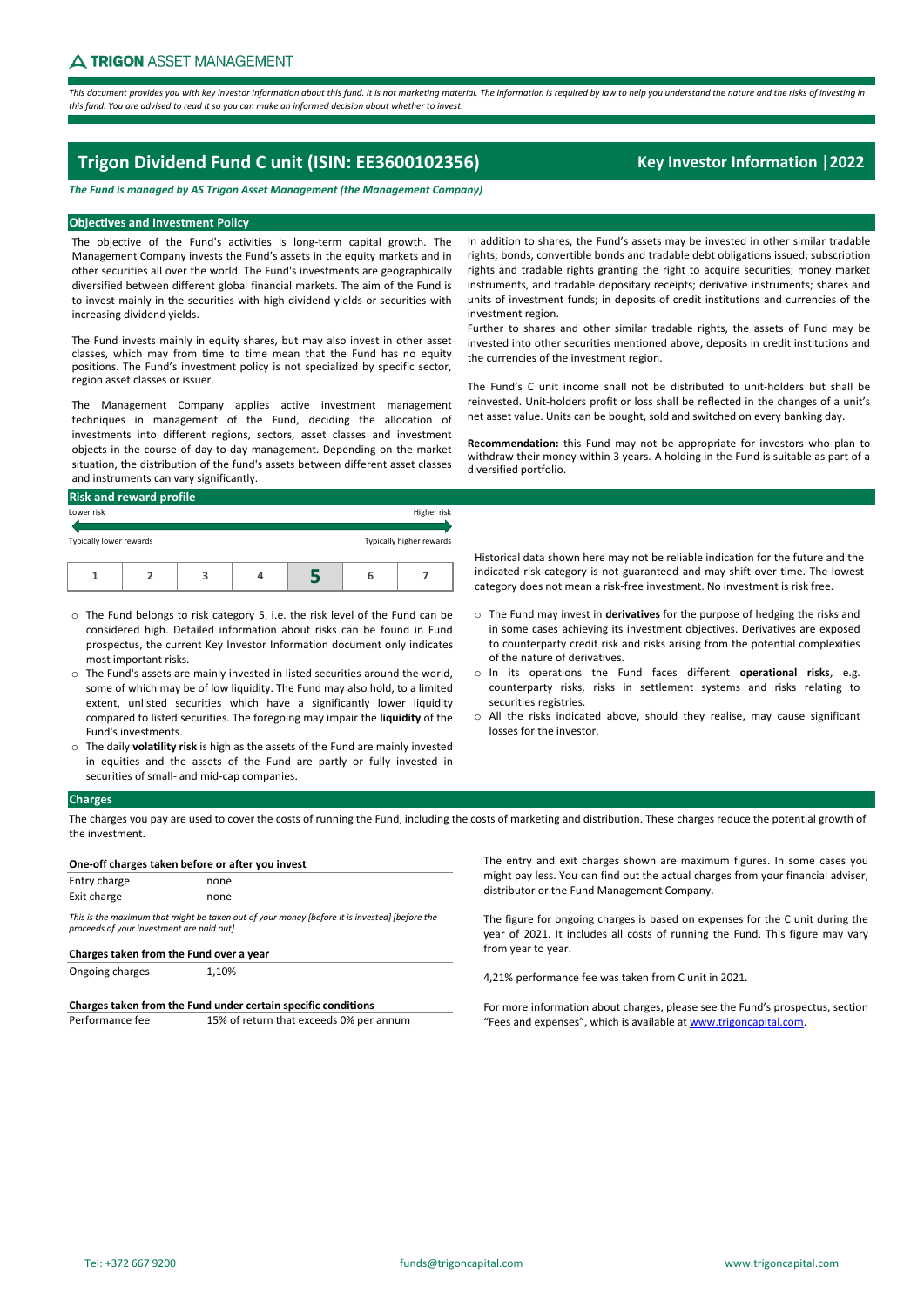TRIGON ASSET MANAGEMENT

*This document provides you with key investor information about this fund. It is not marketing material. The information is required by law to help you understand the nature and the risks of investing in this fund. You are advised to read it so you can make an informed decision about whether to invest.*

# Trigon Dividend Fund C unit (ISIN: EE3600102356)

**Key Investor Information | 2022**

***The Fund is managed by AS Trigon Asset Management (the Management Company)***

## Objectives and Investment Policy

The objective of the Fund's activities is long-term capital growth. The Management Company invests the Fund's assets in the equity markets and in other securities all over the world. The Fund's investments are geographically diversified between different global financial markets. The aim of the Fund is to invest mainly in the securities with high dividend yields or securities with increasing dividend yields.

The Fund invests mainly in equity shares, but may also invest in other asset classes, which may from time to time mean that the Fund has no equity positions. The Fund's investment policy is not specialized by specific sector, region asset classes or issuer.

The Management Company applies active investment management techniques in management of the Fund, deciding the allocation of investments into different regions, sectors, asset classes and investment objects in the course of day-to-day management. Depending on the market situation, the distribution of the fund's assets between different asset classes and instruments can vary significantly.

In addition to shares, the Fund's assets may be invested in other similar tradable rights; bonds, convertible bonds and tradable debt obligations issued; subscription rights and tradable rights granting the right to acquire securities; money market instruments, and tradable depositary receipts; derivative instruments; shares and units of investment funds; in deposits of credit institutions and currencies of the investment region.

Further to shares and other similar tradable rights, the assets of Fund may be invested into other securities mentioned above, deposits in credit institutions and the currencies of the investment region.

The Fund's C unit income shall not be distributed to unit-holders but shall be reinvested. Unit-holders profit or loss shall be reflected in the changes of a unit's net asset value. Units can be bought, sold and switched on every banking day.

**Recommendation:** this Fund may not be appropriate for investors who plan to withdraw their money within 3 years. A holding in the Fund is suitable as part of a diversified portfolio.

## Risk and reward profile

Lower risk — Higher risk

Typically lower rewards — Typically higher rewards

| 1 | 2 | 3 | 4 | **5** | 6 | 7 |
|---|---|---|---|---|---|---|

Historical data shown here may not be reliable indication for the future and the indicated risk category is not guaranteed and may shift over time. The lowest category does not mean a risk-free investment. No investment is risk free.

- The Fund belongs to risk category 5, i.e. the risk level of the Fund can be considered high. Detailed information about risks can be found in Fund prospectus, the current Key Investor Information document only indicates most important risks.
- The Fund's assets are mainly invested in listed securities around the world, some of which may be of low liquidity. The Fund may also hold, to a limited extent, unlisted securities which have a significantly lower liquidity compared to listed securities. The foregoing may impair the **liquidity** of the Fund's investments.
- The daily **volatility risk** is high as the assets of the Fund are mainly invested in equities and the assets of the Fund are partly or fully invested in securities of small- and mid-cap companies.
- The Fund may invest in **derivatives** for the purpose of hedging the risks and in some cases achieving its investment objectives. Derivatives are exposed to counterparty credit risk and risks arising from the potential complexities of the nature of derivatives.
- In its operations the Fund faces different **operational risks**, e.g. counterparty risks, risks in settlement systems and risks relating to securities registries.
- All the risks indicated above, should they realise, may cause significant losses for the investor.

## Charges

The charges you pay are used to cover the costs of running the Fund, including the costs of marketing and distribution. These charges reduce the potential growth of the investment.

| One-off charges taken before or after you invest | |
|---|---|
| Entry charge | none |
| Exit charge | none |

*This is the maximum that might be taken out of your money [before it is invested] [before the proceeds of your investment are paid out]*

| Charges taken from the Fund over a year | |
|---|---|
| Ongoing charges | 1,10% |

| Charges taken from the Fund under certain specific conditions | |
|---|---|
| Performance fee | 15% of return that exceeds 0% per annum |

The entry and exit charges shown are maximum figures. In some cases you might pay less. You can find out the actual charges from your financial adviser, distributor or the Fund Management Company.

The figure for ongoing charges is based on expenses for the C unit during the year of 2021. It includes all costs of running the Fund. This figure may vary from year to year.

4,21% performance fee was taken from C unit in 2021.

For more information about charges, please see the Fund's prospectus, section "Fees and expenses", which is available at www.trigoncapital.com.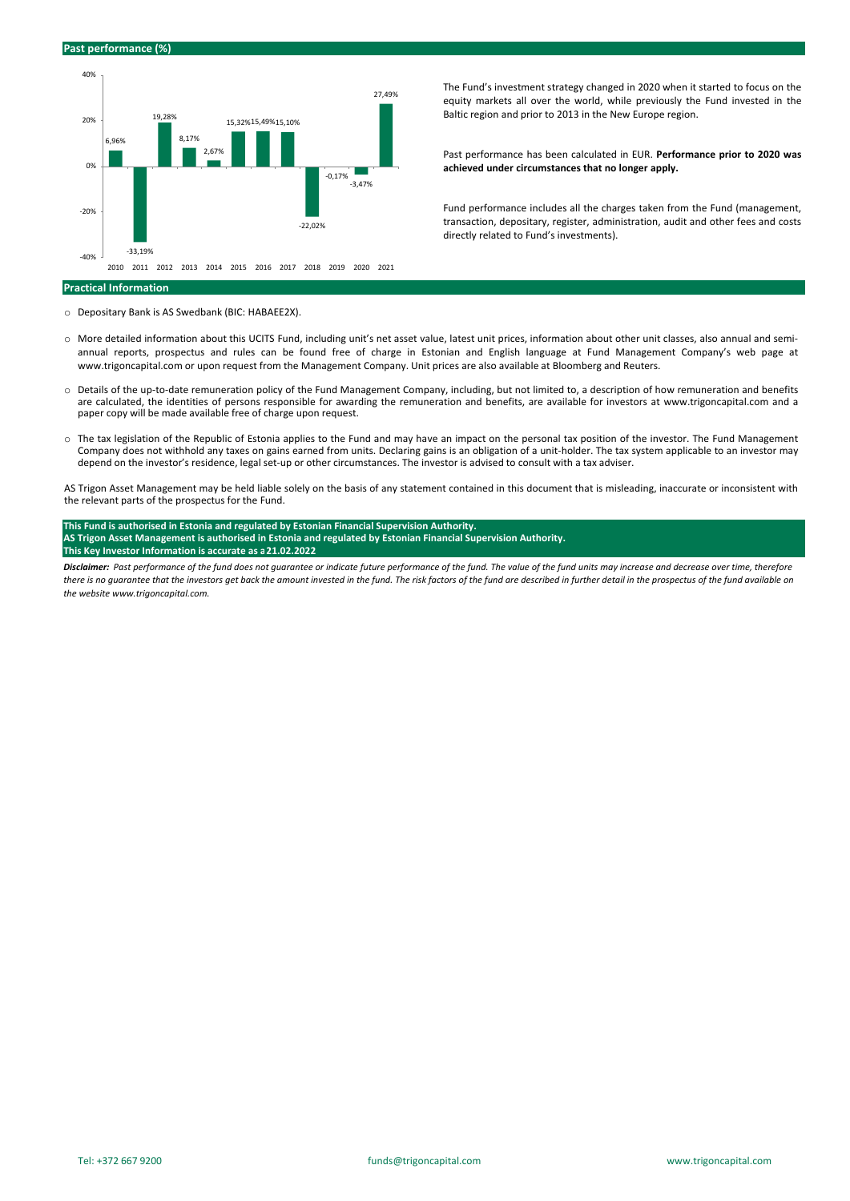## Past performance (%)

| 2010 | 2011 | 2012 | 2013 | 2014 | 2015 | 2016 | 2017 | 2018 | 2019 | 2020 | 2021 |
|---|---|---|---|---|---|---|---|---|---|---|---|
| 6,96% | -33,19% | 19,28% | 8,17% | 2,67% | 15,32% | 15,49% | 15,10% | -22,02% | -0,17% | -3,47% | 27,49% |

The Fund's investment strategy changed in 2020 when it started to focus on the equity markets all over the world, while previously the Fund invested in the Baltic region and prior to 2013 in the New Europe region.

Past performance has been calculated in EUR. **Performance prior to 2020 was achieved under circumstances that no longer apply.**

Fund performance includes all the charges taken from the Fund (management, transaction, depositary, register, administration, audit and other fees and costs directly related to Fund's investments).

## Practical Information

- Depositary Bank is AS Swedbank (BIC: HABAEE2X).
- More detailed information about this UCITS Fund, including unit's net asset value, latest unit prices, information about other unit classes, also annual and semi-annual reports, prospectus and rules can be found free of charge in Estonian and English language at Fund Management Company's web page at www.trigoncapital.com or upon request from the Management Company. Unit prices are also available at Bloomberg and Reuters.
- Details of the up-to-date remuneration policy of the Fund Management Company, including, but not limited to, a description of how remuneration and benefits are calculated, the identities of persons responsible for awarding the remuneration and benefits, are available for investors at www.trigoncapital.com and a paper copy will be made available free of charge upon request.
- The tax legislation of the Republic of Estonia applies to the Fund and may have an impact on the personal tax position of the investor. The Fund Management Company does not withhold any taxes on gains earned from units. Declaring gains is an obligation of a unit-holder. The tax system applicable to an investor may depend on the investor's residence, legal set-up or other circumstances. The investor is advised to consult with a tax adviser.

AS Trigon Asset Management may be held liable solely on the basis of any statement contained in this document that is misleading, inaccurate or inconsistent with the relevant parts of the prospectus for the Fund.

**This Fund is authorised in Estonia and regulated by Estonian Financial Supervision Authority.**
**AS Trigon Asset Management is authorised in Estonia and regulated by Estonian Financial Supervision Authority.**
**This Key Investor Information is accurate as a 21.02.2022**

***Disclaimer:*** *Past performance of the fund does not guarantee or indicate future performance of the fund. The value of the fund units may increase and decrease over time, therefore there is no guarantee that the investors get back the amount invested in the fund. The risk factors of the fund are described in further detail in the prospectus of the fund available on the website www.trigoncapital.com.*

Tel: +372 667 9200 | funds@trigoncapital.com | www.trigoncapital.com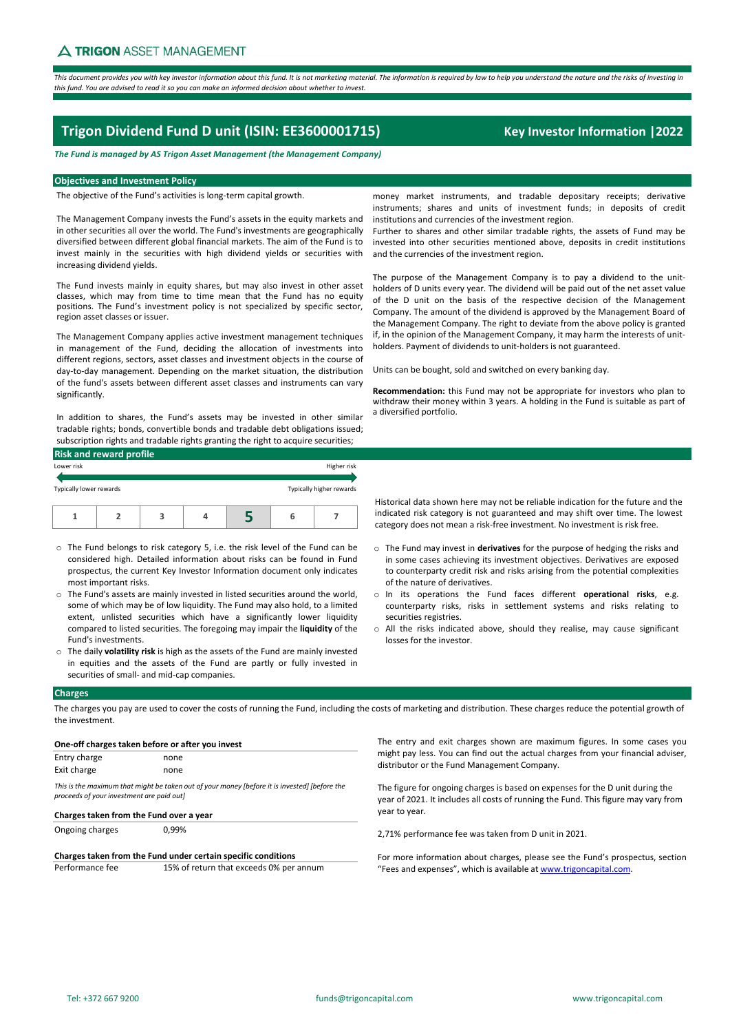TRIGON ASSET MANAGEMENT

*This document provides you with key investor information about this fund. It is not marketing material. The information is required by law to help you understand the nature and the risks of investing in this fund. You are advised to read it so you can make an informed decision about whether to invest.*

# Trigon Dividend Fund D unit (ISIN: EE3600001715)

**Key Investor Information |2022**

***The Fund is managed by AS Trigon Asset Management (the Management Company)***

## Objectives and Investment Policy

The objective of the Fund's activities is long-term capital growth.

The Management Company invests the Fund's assets in the equity markets and in other securities all over the world. The Fund's investments are geographically diversified between different global financial markets. The aim of the Fund is to invest mainly in the securities with high dividend yields or securities with increasing dividend yields.

The Fund invests mainly in equity shares, but may also invest in other asset classes, which may from time to time mean that the Fund has no equity positions. The Fund's investment policy is not specialized by specific sector, region asset classes or issuer.

The Management Company applies active investment management techniques in management of the Fund, deciding the allocation of investments into different regions, sectors, asset classes and investment objects in the course of day-to-day management. Depending on the market situation, the distribution of the fund's assets between different asset classes and instruments can vary significantly.

In addition to shares, the Fund's assets may be invested in other similar tradable rights; bonds, convertible bonds and tradable debt obligations issued; subscription rights and tradable rights granting the right to acquire securities; money market instruments, and tradable depositary receipts; derivative instruments; shares and units of investment funds; in deposits of credit institutions and currencies of the investment region.
Further to shares and other similar tradable rights, the assets of Fund may be invested into other securities mentioned above, deposits in credit institutions and the currencies of the investment region.

The purpose of the Management Company is to pay a dividend to the unit-holders of D units every year. The dividend will be paid out of the net asset value of the D unit on the basis of the respective decision of the Management Company. The amount of the dividend is approved by the Management Board of the Management Company. The right to deviate from the above policy is granted if, in the opinion of the Management Company, it may harm the interests of unit-holders. Payment of dividends to unit-holders is not guaranteed.

Units can be bought, sold and switched on every banking day.

**Recommendation:** this Fund may not be appropriate for investors who plan to withdraw their money within 3 years. A holding in the Fund is suitable as part of a diversified portfolio.

## Risk and reward profile

Lower risk — Higher risk

Typically lower rewards — Typically higher rewards

| 1 | 2 | 3 | 4 | **5** | 6 | 7 |
|---|---|---|---|---|---|---|

Historical data shown here may not be reliable indication for the future and the indicated risk category is not guaranteed and may shift over time. The lowest category does not mean a risk-free investment. No investment is risk free.

- The Fund belongs to risk category 5, i.e. the risk level of the Fund can be considered high. Detailed information about risks can be found in Fund prospectus, the current Key Investor Information document only indicates most important risks.
- The Fund's assets are mainly invested in listed securities around the world, some of which may be of low liquidity. The Fund may also hold, to a limited extent, unlisted securities which have a significantly lower liquidity compared to listed securities. The foregoing may impair the **liquidity** of the Fund's investments.
- The daily **volatility risk** is high as the assets of the Fund are mainly invested in equities and the assets of the Fund are partly or fully invested in securities of small- and mid-cap companies.
- The Fund may invest in **derivatives** for the purpose of hedging the risks and in some cases achieving its investment objectives. Derivatives are exposed to counterparty credit risk and risks arising from the potential complexities of the nature of derivatives.
- In its operations the Fund faces different **operational risks**, e.g. counterparty risks, risks in settlement systems and risks relating to securities registries.
- All the risks indicated above, should they realise, may cause significant losses for the investor.

## Charges

The charges you pay are used to cover the costs of running the Fund, including the costs of marketing and distribution. These charges reduce the potential growth of the investment.

| One-off charges taken before or after you invest | |
|---|---|
| Entry charge | none |
| Exit charge | none |

*This is the maximum that might be taken out of your money [before it is invested] [before the proceeds of your investment are paid out]*

| Charges taken from the Fund over a year | |
|---|---|
| Ongoing charges | 0,99% |

| Charges taken from the Fund under certain specific conditions | |
|---|---|
| Performance fee | 15% of return that exceeds 0% per annum |

The entry and exit charges shown are maximum figures. In some cases you might pay less. You can find out the actual charges from your financial adviser, distributor or the Fund Management Company.

The figure for ongoing charges is based on expenses for the D unit during the year of 2021. It includes all costs of running the Fund. This figure may vary from year to year.

2,71% performance fee was taken from D unit in 2021.

For more information about charges, please see the Fund's prospectus, section "Fees and expenses", which is available at www.trigoncapital.com.

Tel: +372 667 9200 funds@trigoncapital.com www.trigoncapital.com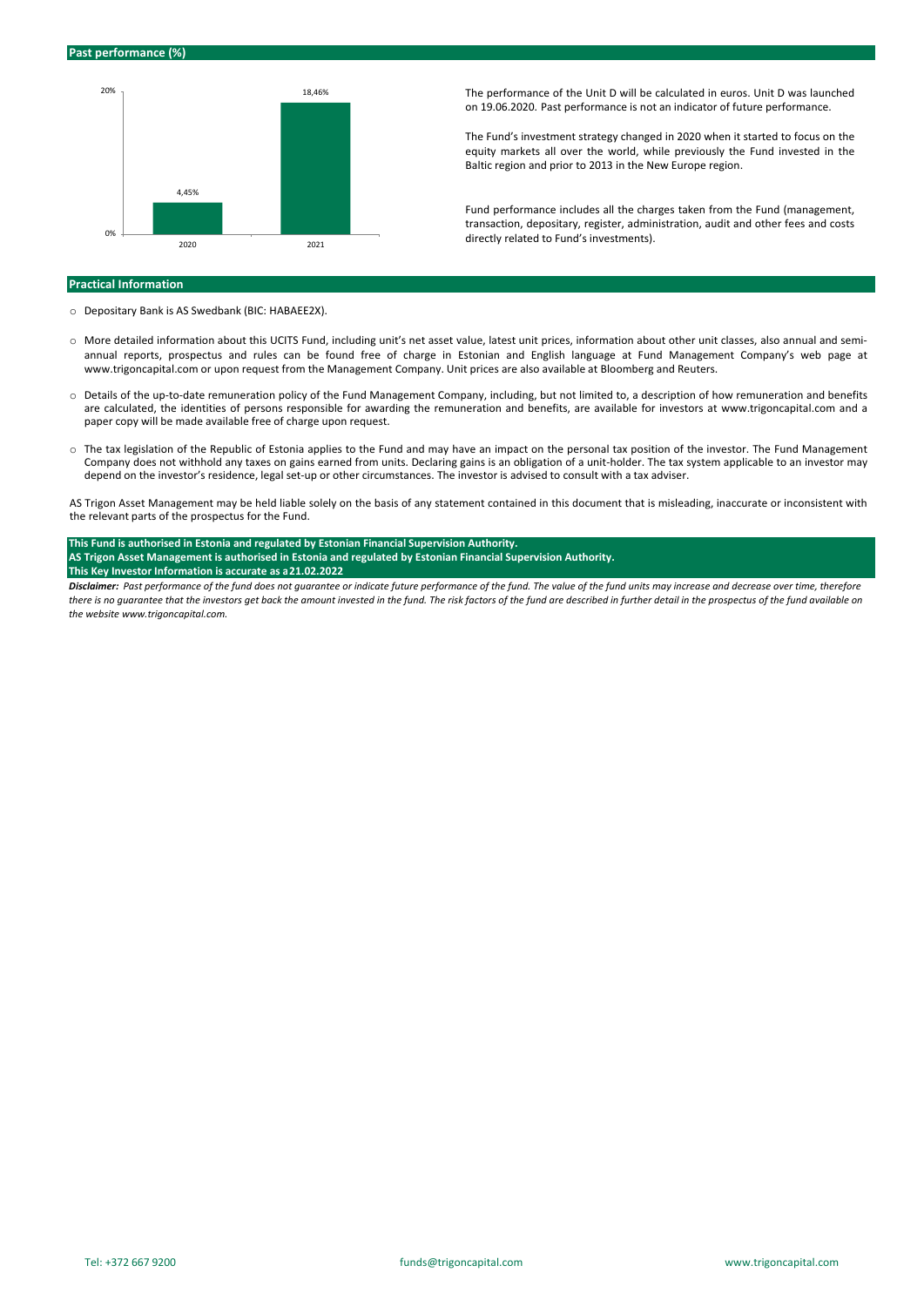## Past performance (%)

| Year | Performance |
|---|---|
| 2020 | 4,45% |
| 2021 | 18,46% |

The performance of the Unit D will be calculated in euros. Unit D was launched on 19.06.2020. Past performance is not an indicator of future performance.

The Fund's investment strategy changed in 2020 when it started to focus on the equity markets all over the world, while previously the Fund invested in the Baltic region and prior to 2013 in the New Europe region.

Fund performance includes all the charges taken from the Fund (management, transaction, depositary, register, administration, audit and other fees and costs directly related to Fund's investments).

## Practical Information

- Depositary Bank is AS Swedbank (BIC: HABAEE2X).
- More detailed information about this UCITS Fund, including unit's net asset value, latest unit prices, information about other unit classes, also annual and semi-annual reports, prospectus and rules can be found free of charge in Estonian and English language at Fund Management Company's web page at www.trigoncapital.com or upon request from the Management Company. Unit prices are also available at Bloomberg and Reuters.
- Details of the up-to-date remuneration policy of the Fund Management Company, including, but not limited to, a description of how remuneration and benefits are calculated, the identities of persons responsible for awarding the remuneration and benefits, are available for investors at www.trigoncapital.com and a paper copy will be made available free of charge upon request.
- The tax legislation of the Republic of Estonia applies to the Fund and may have an impact on the personal tax position of the investor. The Fund Management Company does not withhold any taxes on gains earned from units. Declaring gains is an obligation of a unit-holder. The tax system applicable to an investor may depend on the investor's residence, legal set-up or other circumstances. The investor is advised to consult with a tax adviser.

AS Trigon Asset Management may be held liable solely on the basis of any statement contained in this document that is misleading, inaccurate or inconsistent with the relevant parts of the prospectus for the Fund.

**This Fund is authorised in Estonia and regulated by Estonian Financial Supervision Authority.**
**AS Trigon Asset Management is authorised in Estonia and regulated by Estonian Financial Supervision Authority.**
**This Key Investor Information is accurate as a 21.02.2022**

***Disclaimer:*** *Past performance of the fund does not guarantee or indicate future performance of the fund. The value of the fund units may increase and decrease over time, therefore there is no guarantee that the investors get back the amount invested in the fund. The risk factors of the fund are described in further detail in the prospectus of the fund available on the website www.trigoncapital.com.*

Tel: +372 667 9200 funds@trigoncapital.com www.trigoncapital.com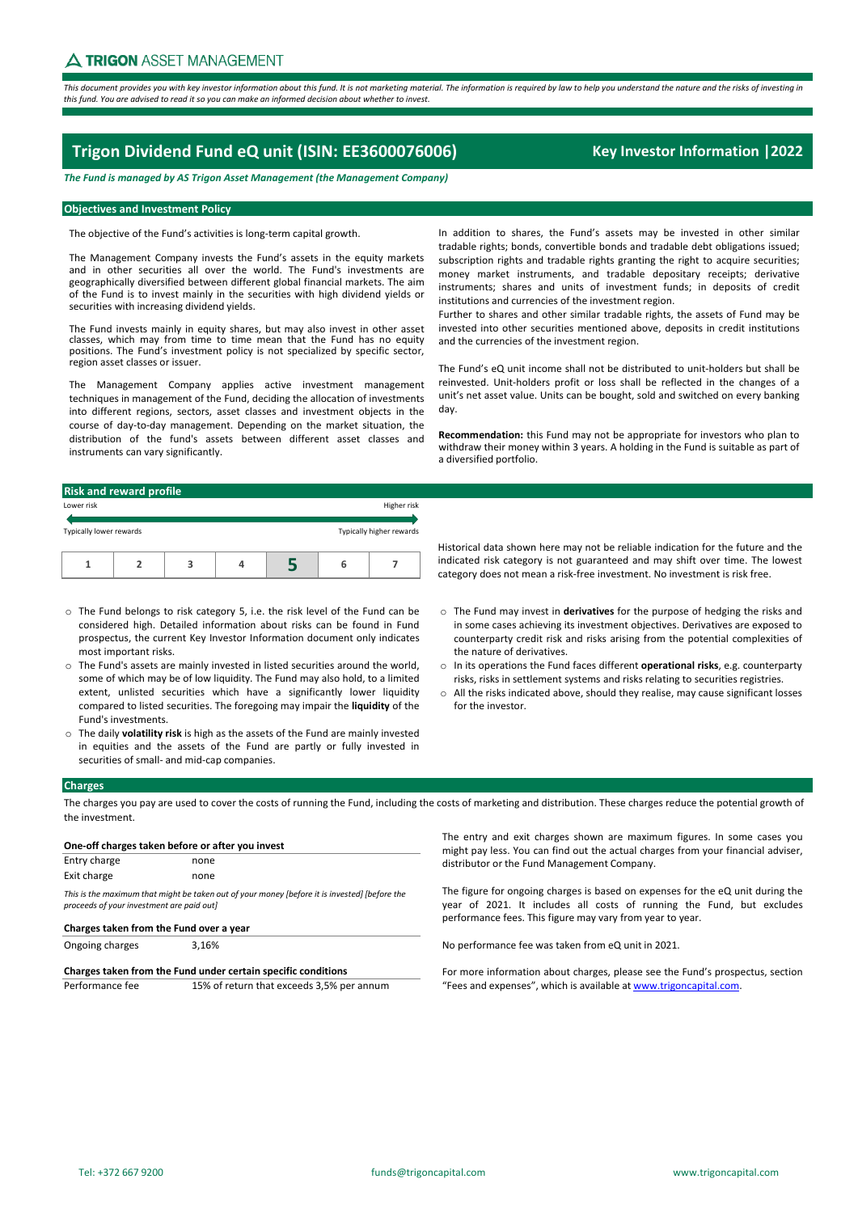TRIGON ASSET MANAGEMENT

*This document provides you with key investor information about this fund. It is not marketing material. The information is required by law to help you understand the nature and the risks of investing in this fund. You are advised to read it so you can make an informed decision about whether to invest.*

# Trigon Dividend Fund eQ unit (ISIN: EE3600076006)

**Key Investor Information | 2022**

***The Fund is managed by AS Trigon Asset Management (the Management Company)***

## Objectives and Investment Policy

The objective of the Fund's activities is long-term capital growth.

The Management Company invests the Fund's assets in the equity markets and in other securities all over the world. The Fund's investments are geographically diversified between different global financial markets. The aim of the Fund is to invest mainly in the securities with high dividend yields or securities with increasing dividend yields.

The Fund invests mainly in equity shares, but may also invest in other asset classes, which may from time to time mean that the Fund has no equity positions. The Fund's investment policy is not specialized by specific sector, region asset classes or issuer.

The Management Company applies active investment management techniques in management of the Fund, deciding the allocation of investments into different regions, sectors, asset classes and investment objects in the course of day-to-day management. Depending on the market situation, the distribution of the fund's assets between different asset classes and instruments can vary significantly.

In addition to shares, the Fund's assets may be invested in other similar tradable rights; bonds, convertible bonds and tradable debt obligations issued; subscription rights and tradable rights granting the right to acquire securities; money market instruments, and tradable depositary receipts; derivative instruments; shares and units of investment funds; in deposits of credit institutions and currencies of the investment region.
Further to shares and other similar tradable rights, the assets of Fund may be invested into other securities mentioned above, deposits in credit institutions and the currencies of the investment region.

The Fund's eQ unit income shall not be distributed to unit-holders but shall be reinvested. Unit-holders profit or loss shall be reflected in the changes of a unit's net asset value. Units can be bought, sold and switched on every banking day.

**Recommendation:** this Fund may not be appropriate for investors who plan to withdraw their money within 3 years. A holding in the Fund is suitable as part of a diversified portfolio.

## Risk and reward profile

Lower risk — Higher risk

Typically lower rewards — Typically higher rewards

| 1 | 2 | 3 | 4 | **5** | 6 | 7 |
|---|---|---|---|---|---|---|

Historical data shown here may not be reliable indication for the future and the indicated risk category is not guaranteed and may shift over time. The lowest category does not mean a risk-free investment. No investment is risk free.

- The Fund belongs to risk category 5, i.e. the risk level of the Fund can be considered high. Detailed information about risks can be found in Fund prospectus, the current Key Investor Information document only indicates most important risks.
- The Fund's assets are mainly invested in listed securities around the world, some of which may be of low liquidity. The Fund may also hold, to a limited extent, unlisted securities which have a significantly lower liquidity compared to listed securities. The foregoing may impair the **liquidity** of the Fund's investments.
- The daily **volatility risk** is high as the assets of the Fund are mainly invested in equities and the assets of the Fund are partly or fully invested in securities of small- and mid-cap companies.
- The Fund may invest in **derivatives** for the purpose of hedging the risks and in some cases achieving its investment objectives. Derivatives are exposed to counterparty credit risk and risks arising from the potential complexities of the nature of derivatives.
- In its operations the Fund faces different **operational risks**, e.g. counterparty risks, risks in settlement systems and risks relating to securities registries.
- All the risks indicated above, should they realise, may cause significant losses for the investor.

## Charges

The charges you pay are used to cover the costs of running the Fund, including the costs of marketing and distribution. These charges reduce the potential growth of the investment.

| **One-off charges taken before or after you invest** | |
|---|---|
| Entry charge | none |
| Exit charge | none |
| *This is the maximum that might be taken out of your money [before it is invested] [before the proceeds of your investment are paid out]* | |
| **Charges taken from the Fund over a year** | |
| Ongoing charges | 3,16% |
| **Charges taken from the Fund under certain specific conditions** | |
| Performance fee | 15% of return that exceeds 3,5% per annum |

The entry and exit charges shown are maximum figures. In some cases you might pay less. You can find out the actual charges from your financial adviser, distributor or the Fund Management Company.

The figure for ongoing charges is based on expenses for the eQ unit during the year of 2021. It includes all costs of running the Fund, but excludes performance fees. This figure may vary from year to year.

No performance fee was taken from eQ unit in 2021.

For more information about charges, please see the Fund's prospectus, section "Fees and expenses", which is available at www.trigoncapital.com.

Tel: +372 667 9200 funds@trigoncapital.com www.trigoncapital.com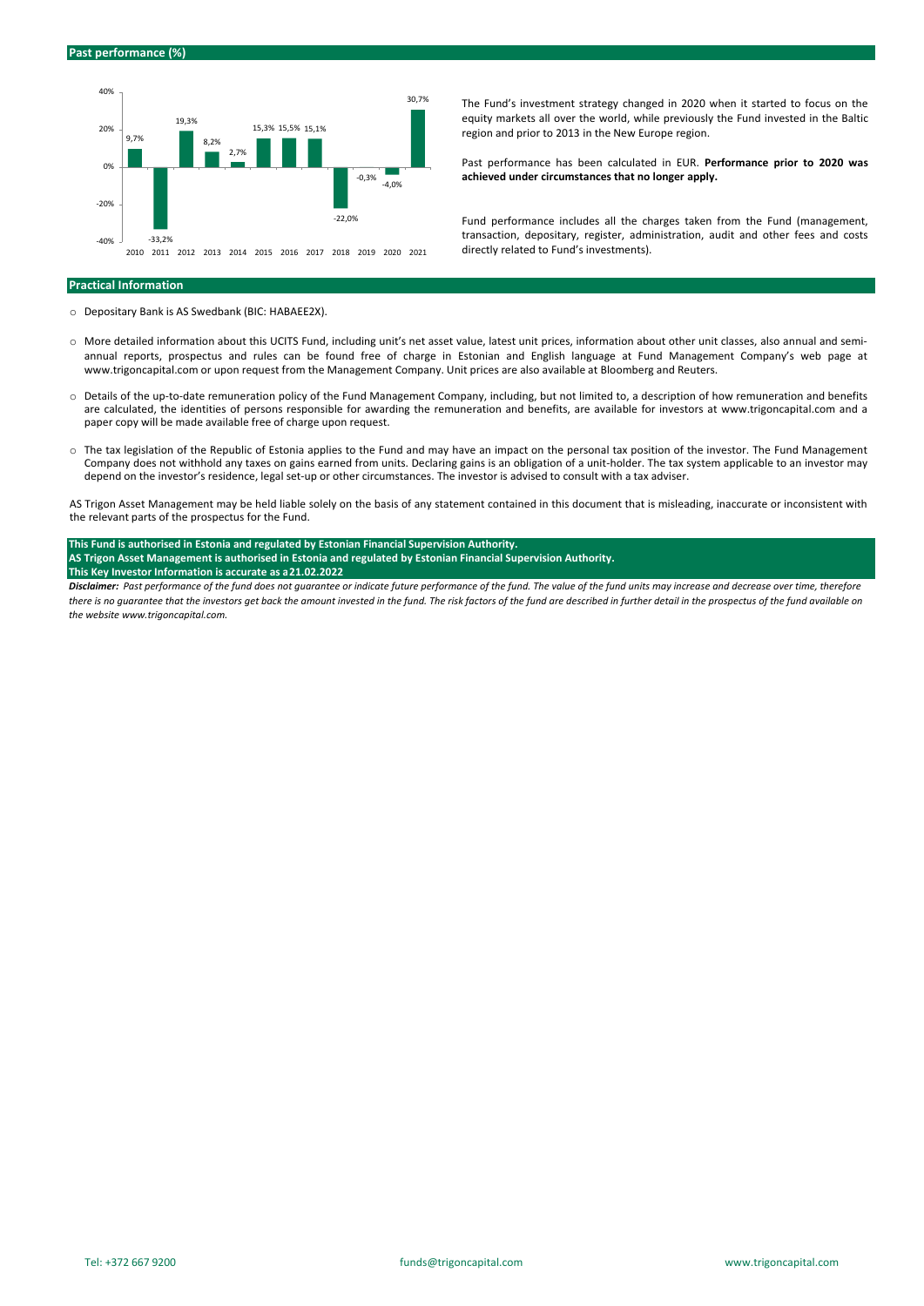## Past performance (%)

40%
20%
0%
-20%
-40%

9,7%
-33,2%
19,3%
8,2%
2,7%
15,3% 15,5% 15,1%
-22,0%
-0,3%
-4,0%
30,7%

2010 2011 2012 2013 2014 2015 2016 2017 2018 2019 2020 2021

The Fund's investment strategy changed in 2020 when it started to focus on the equity markets all over the world, while previously the Fund invested in the Baltic region and prior to 2013 in the New Europe region.

Past performance has been calculated in EUR. **Performance prior to 2020 was achieved under circumstances that no longer apply.**

Fund performance includes all the charges taken from the Fund (management, transaction, depositary, register, administration, audit and other fees and costs directly related to Fund's investments).

## Practical Information

- Depositary Bank is AS Swedbank (BIC: HABAEE2X).
- More detailed information about this UCITS Fund, including unit's net asset value, latest unit prices, information about other unit classes, also annual and semi-annual reports, prospectus and rules can be found free of charge in Estonian and English language at Fund Management Company's web page at www.trigoncapital.com or upon request from the Management Company. Unit prices are also available at Bloomberg and Reuters.
- Details of the up-to-date remuneration policy of the Fund Management Company, including, but not limited to, a description of how remuneration and benefits are calculated, the identities of persons responsible for awarding the remuneration and benefits, are available for investors at www.trigoncapital.com and a paper copy will be made available free of charge upon request.
- The tax legislation of the Republic of Estonia applies to the Fund and may have an impact on the personal tax position of the investor. The Fund Management Company does not withhold any taxes on gains earned from units. Declaring gains is an obligation of a unit-holder. The tax system applicable to an investor may depend on the investor's residence, legal set-up or other circumstances. The investor is advised to consult with a tax adviser.

AS Trigon Asset Management may be held liable solely on the basis of any statement contained in this document that is misleading, inaccurate or inconsistent with the relevant parts of the prospectus for the Fund.

**This Fund is authorised in Estonia and regulated by Estonian Financial Supervision Authority.**
**AS Trigon Asset Management is authorised in Estonia and regulated by Estonian Financial Supervision Authority.**
**This Key Investor Information is accurate as a 21.02.2022**

***Disclaimer:*** *Past performance of the fund does not guarantee or indicate future performance of the fund. The value of the fund units may increase and decrease over time, therefore there is no guarantee that the investors get back the amount invested in the fund. The risk factors of the fund are described in further detail in the prospectus of the fund available on the website www.trigoncapital.com.*

Tel: +372 667 9200 funds@trigoncapital.com www.trigoncapital.com